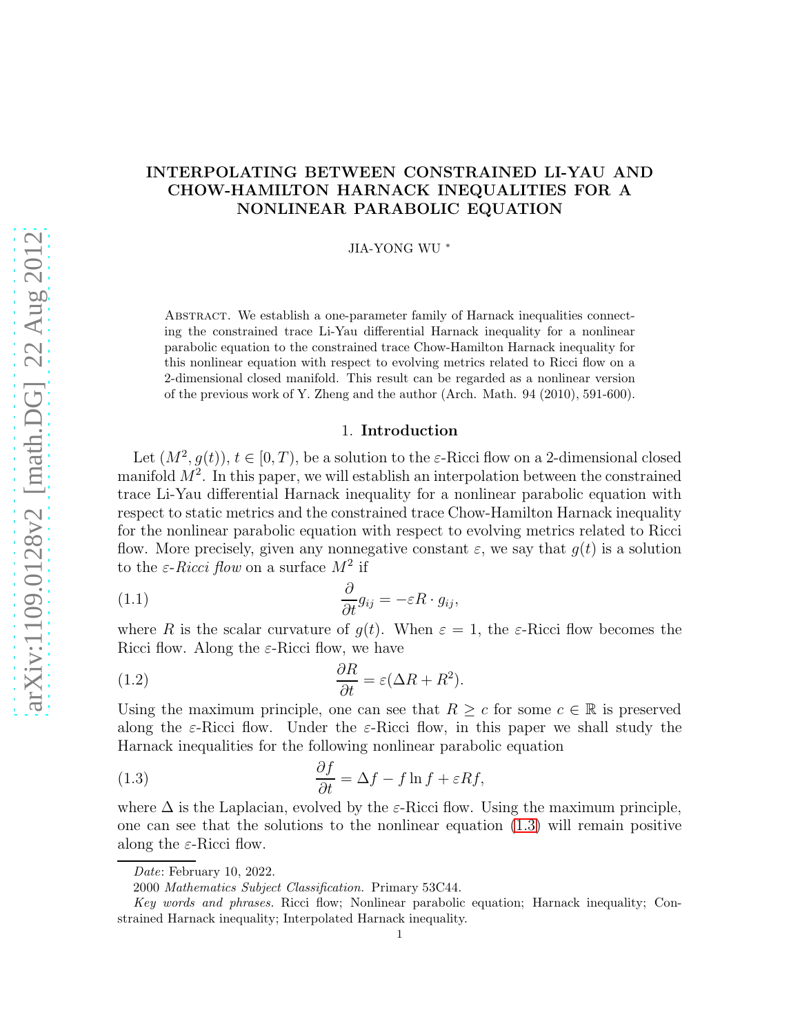# INTERPOLATING BETWEEN CONSTRAINED LI-YAU AND CHOW-HAMILTON HARNACK INEQUALITIES FOR A NONLINEAR PARABOLIC EQUATION

JIA-YONG WU *

Abstract. We establish a one-parameter family of Harnack inequalities connecting the constrained trace Li-Yau differential Harnack inequality for a nonlinear parabolic equation to the constrained trace Chow-Hamilton Harnack inequality for this nonlinear equation with respect to evolving metrics related to Ricci flow on a 2-dimensional closed manifold. This result can be regarded as a nonlinear version of the previous work of Y. Zheng and the author (Arch. Math. 94 (2010), 591-600).

## 1. Introduction

Let $(M^2, g(t))$, $t \in [0, T)$, be a solution to the $\varepsilon$-Ricci flow on a 2-dimensional closed manifold $M^2$. In this paper, we will establish an interpolation between the constrained trace Li-Yau differential Harnack inequality for a nonlinear parabolic equation with respect to static metrics and the constrained trace Chow-Hamilton Harnack inequality for the nonlinear parabolic equation with respect to evolving metrics related to Ricci flow. More precisely, given any nonnegative constant $\varepsilon$, we say that $g(t)$ is a solution to the *$\varepsilon$-Ricci flow* on a surface $M^2$ if

$$\frac{\partial}{\partial t} g_{ij} = -\varepsilon R \cdot g_{ij}, \tag{1.1}$$

where $R$ is the scalar curvature of $g(t)$. When $\varepsilon = 1$, the $\varepsilon$-Ricci flow becomes the Ricci flow. Along the $\varepsilon$-Ricci flow, we have

$$\frac{\partial R}{\partial t} = \varepsilon(\Delta R + R^2). \tag{1.2}$$

Using the maximum principle, one can see that $R \geq c$ for some $c \in \mathbb{R}$ is preserved along the $\varepsilon$-Ricci flow. Under the $\varepsilon$-Ricci flow, in this paper we shall study the Harnack inequalities for the following nonlinear parabolic equation

$$\frac{\partial f}{\partial t} = \Delta f - f \ln f + \varepsilon R f, \tag{1.3}$$

where $\Delta$ is the Laplacian, evolved by the $\varepsilon$-Ricci flow. Using the maximum principle, one can see that the solutions to the nonlinear equation (1.3) will remain positive along the $\varepsilon$-Ricci flow.

---

*Date*: February 10, 2022.

2000 *Mathematics Subject Classification.* Primary 53C44.

*Key words and phrases.* Ricci flow; Nonlinear parabolic equation; Harnack inequality; Constrained Harnack inequality; Interpolated Harnack inequality.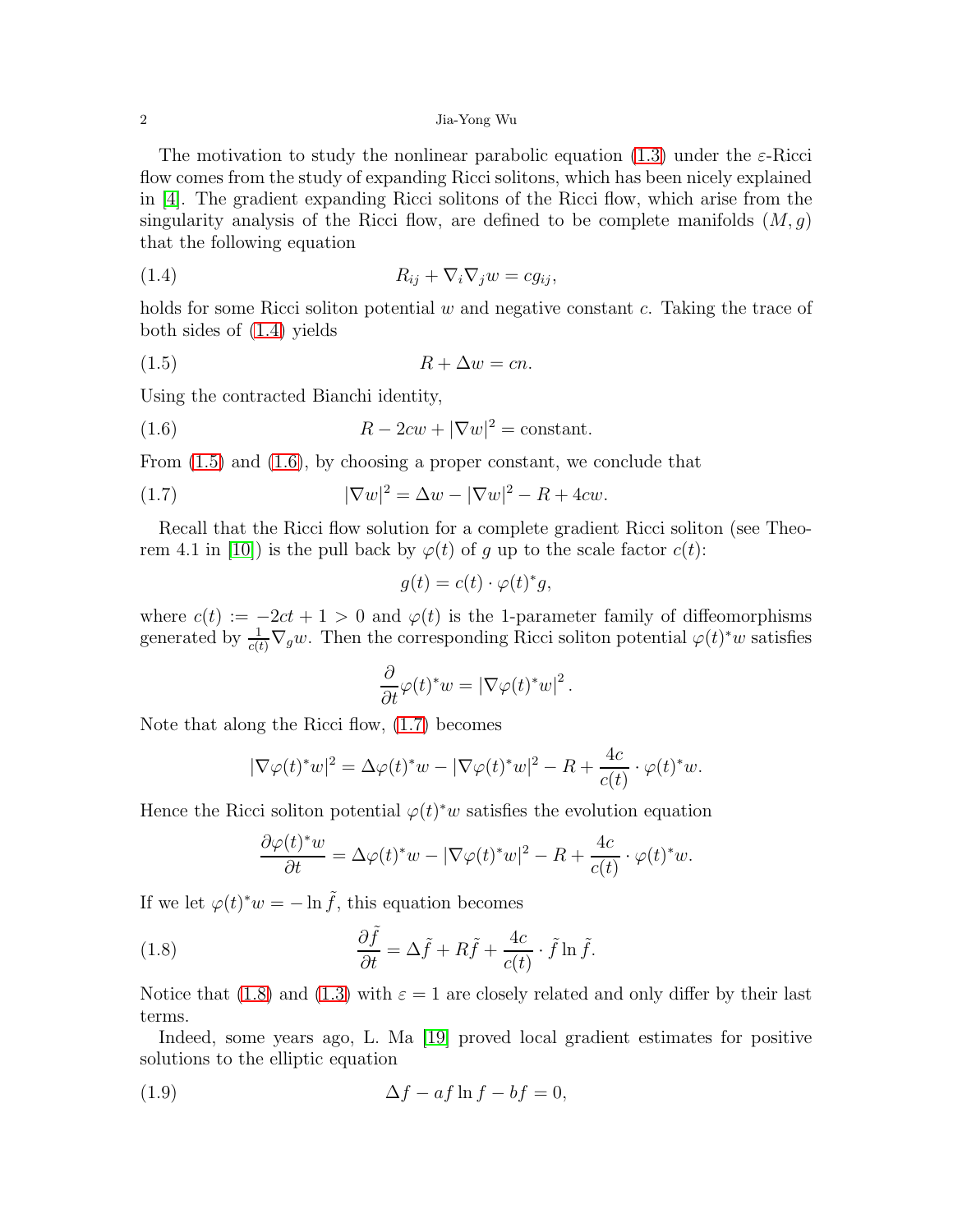The motivation to study the nonlinear parabolic equation (1.3) under the $\varepsilon$-Ricci flow comes from the study of expanding Ricci solitons, which has been nicely explained in [4]. The gradient expanding Ricci solitons of the Ricci flow, which arise from the singularity analysis of the Ricci flow, are defined to be complete manifolds $(M, g)$ that the following equation

$$R_{ij} + \nabla_i \nabla_j w = c g_{ij}, \tag{1.4}$$

holds for some Ricci soliton potential $w$ and negative constant $c$. Taking the trace of both sides of (1.4) yields

$$R + \Delta w = cn. \tag{1.5}$$

Using the contracted Bianchi identity,

$$R - 2cw + |\nabla w|^2 = \text{constant}. \tag{1.6}$$

From (1.5) and (1.6), by choosing a proper constant, we conclude that

$$|\nabla w|^2 = \Delta w - |\nabla w|^2 - R + 4cw. \tag{1.7}$$

Recall that the Ricci flow solution for a complete gradient Ricci soliton (see Theorem 4.1 in [10]) is the pull back by $\varphi(t)$ of $g$ up to the scale factor $c(t)$:

$$g(t) = c(t) \cdot \varphi(t)^* g,$$

where $c(t) := -2ct + 1 > 0$ and $\varphi(t)$ is the 1-parameter family of diffeomorphisms generated by $\frac{1}{c(t)} \nabla_g w$. Then the corresponding Ricci soliton potential $\varphi(t)^* w$ satisfies

$$\frac{\partial}{\partial t} \varphi(t)^* w = |\nabla \varphi(t)^* w|^2.$$

Note that along the Ricci flow, (1.7) becomes

$$|\nabla \varphi(t)^* w|^2 = \Delta \varphi(t)^* w - |\nabla \varphi(t)^* w|^2 - R + \frac{4c}{c(t)} \cdot \varphi(t)^* w.$$

Hence the Ricci soliton potential $\varphi(t)^* w$ satisfies the evolution equation

$$\frac{\partial \varphi(t)^* w}{\partial t} = \Delta \varphi(t)^* w - |\nabla \varphi(t)^* w|^2 - R + \frac{4c}{c(t)} \cdot \varphi(t)^* w.$$

If we let $\varphi(t)^* w = -\ln \tilde{f}$, this equation becomes

$$\frac{\partial \tilde{f}}{\partial t} = \Delta \tilde{f} + R \tilde{f} + \frac{4c}{c(t)} \cdot \tilde{f} \ln \tilde{f}. \tag{1.8}$$

Notice that (1.8) and (1.3) with $\varepsilon = 1$ are closely related and only differ by their last terms.

Indeed, some years ago, L. Ma [19] proved local gradient estimates for positive solutions to the elliptic equation

$$\Delta f - af \ln f - bf = 0, \tag{1.9}$$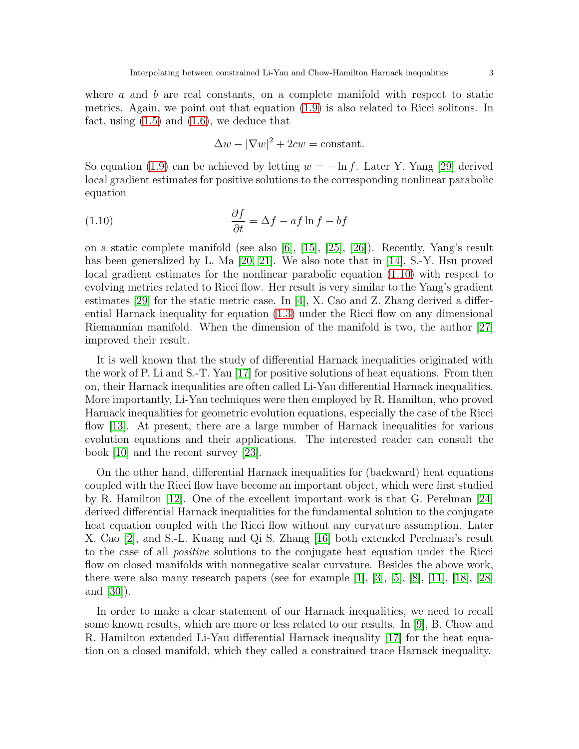where $a$ and $b$ are real constants, on a complete manifold with respect to static metrics. Again, we point out that equation (1.9) is also related to Ricci solitons. In fact, using (1.5) and (1.6), we deduce that

$$\Delta w - |\nabla w|^2 + 2cw = \text{constant}.$$

So equation (1.9) can be achieved by letting $w = -\ln f$. Later Y. Yang [29] derived local gradient estimates for positive solutions to the corresponding nonlinear parabolic equation

$$\frac{\partial f}{\partial t} = \Delta f - af \ln f - bf \tag{1.10}$$

on a static complete manifold (see also [6], [15], [25], [26]). Recently, Yang's result has been generalized by L. Ma [20, 21]. We also note that in [14], S.-Y. Hsu proved local gradient estimates for the nonlinear parabolic equation (1.10) with respect to evolving metrics related to Ricci flow. Her result is very similar to the Yang's gradient estimates [29] for the static metric case. In [4], X. Cao and Z. Zhang derived a differential Harnack inequality for equation (1.3) under the Ricci flow on any dimensional Riemannian manifold. When the dimension of the manifold is two, the author [27] improved their result.

It is well known that the study of differential Harnack inequalities originated with the work of P. Li and S.-T. Yau [17] for positive solutions of heat equations. From then on, their Harnack inequalities are often called Li-Yau differential Harnack inequalities. More importantly, Li-Yau techniques were then employed by R. Hamilton, who proved Harnack inequalities for geometric evolution equations, especially the case of the Ricci flow [13]. At present, there are a large number of Harnack inequalities for various evolution equations and their applications. The interested reader can consult the book [10] and the recent survey [23].

On the other hand, differential Harnack inequalities for (backward) heat equations coupled with the Ricci flow have become an important object, which were first studied by R. Hamilton [12]. One of the excellent important work is that G. Perelman [24] derived differential Harnack inequalities for the fundamental solution to the conjugate heat equation coupled with the Ricci flow without any curvature assumption. Later X. Cao [2], and S.-L. Kuang and Qi S. Zhang [16] both extended Perelman's result to the case of all *positive* solutions to the conjugate heat equation under the Ricci flow on closed manifolds with nonnegative scalar curvature. Besides the above work, there were also many research papers (see for example [1], [3], [5], [8], [11], [18], [28] and [30]).

In order to make a clear statement of our Harnack inequalities, we need to recall some known results, which are more or less related to our results. In [9], B. Chow and R. Hamilton extended Li-Yau differential Harnack inequality [17] for the heat equation on a closed manifold, which they called a constrained trace Harnack inequality.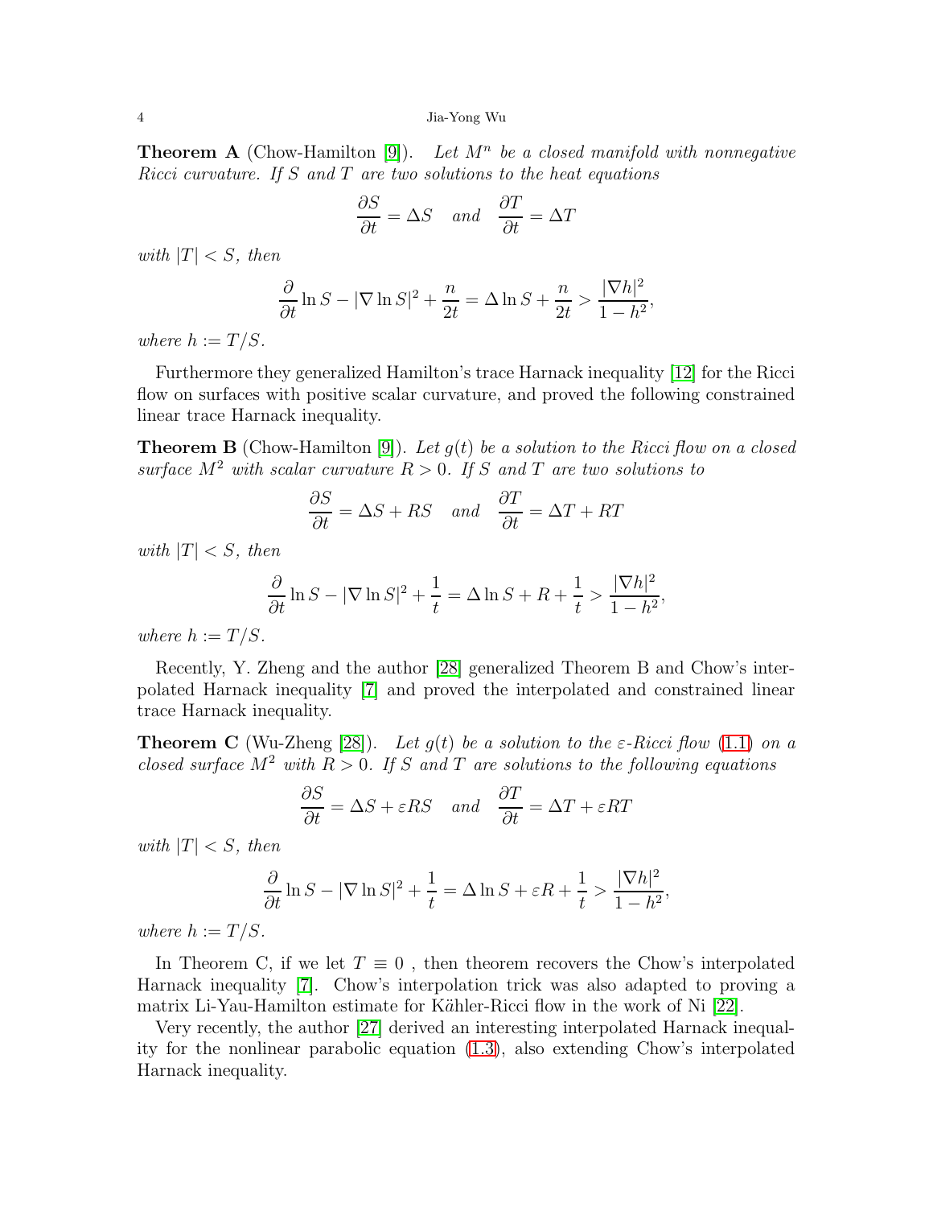**Theorem A** (Chow-Hamilton [9]). *Let $M^n$ be a closed manifold with nonnegative Ricci curvature. If $S$ and $T$ are two solutions to the heat equations*

$$\frac{\partial S}{\partial t} = \Delta S \quad and \quad \frac{\partial T}{\partial t} = \Delta T$$

*with $|T| < S$, then*

$$\frac{\partial}{\partial t} \ln S - |\nabla \ln S|^2 + \frac{n}{2t} = \Delta \ln S + \frac{n}{2t} > \frac{|\nabla h|^2}{1 - h^2},$$

*where $h := T/S$.*

Furthermore they generalized Hamilton's trace Harnack inequality [12] for the Ricci flow on surfaces with positive scalar curvature, and proved the following constrained linear trace Harnack inequality.

**Theorem B** (Chow-Hamilton [9]). *Let $g(t)$ be a solution to the Ricci flow on a closed surface $M^2$ with scalar curvature $R > 0$. If $S$ and $T$ are two solutions to*

$$\frac{\partial S}{\partial t} = \Delta S + RS \quad and \quad \frac{\partial T}{\partial t} = \Delta T + RT$$

*with $|T| < S$, then*

$$\frac{\partial}{\partial t} \ln S - |\nabla \ln S|^2 + \frac{1}{t} = \Delta \ln S + R + \frac{1}{t} > \frac{|\nabla h|^2}{1 - h^2},$$

*where $h := T/S$.*

Recently, Y. Zheng and the author [28] generalized Theorem B and Chow's interpolated Harnack inequality [7] and proved the interpolated and constrained linear trace Harnack inequality.

**Theorem C** (Wu-Zheng [28]). *Let $g(t)$ be a solution to the $\varepsilon$-Ricci flow (1.1) on a closed surface $M^2$ with $R > 0$. If $S$ and $T$ are solutions to the following equations*

$$\frac{\partial S}{\partial t} = \Delta S + \varepsilon RS \quad and \quad \frac{\partial T}{\partial t} = \Delta T + \varepsilon RT$$

*with $|T| < S$, then*

$$\frac{\partial}{\partial t} \ln S - |\nabla \ln S|^2 + \frac{1}{t} = \Delta \ln S + \varepsilon R + \frac{1}{t} > \frac{|\nabla h|^2}{1 - h^2},$$

*where $h := T/S$.*

In Theorem C, if we let $T \equiv 0$ , then theorem recovers the Chow's interpolated Harnack inequality [7]. Chow's interpolation trick was also adapted to proving a matrix Li-Yau-Hamilton estimate for Kähler-Ricci flow in the work of Ni [22].

Very recently, the author [27] derived an interesting interpolated Harnack inequality for the nonlinear parabolic equation (1.3), also extending Chow's interpolated Harnack inequality.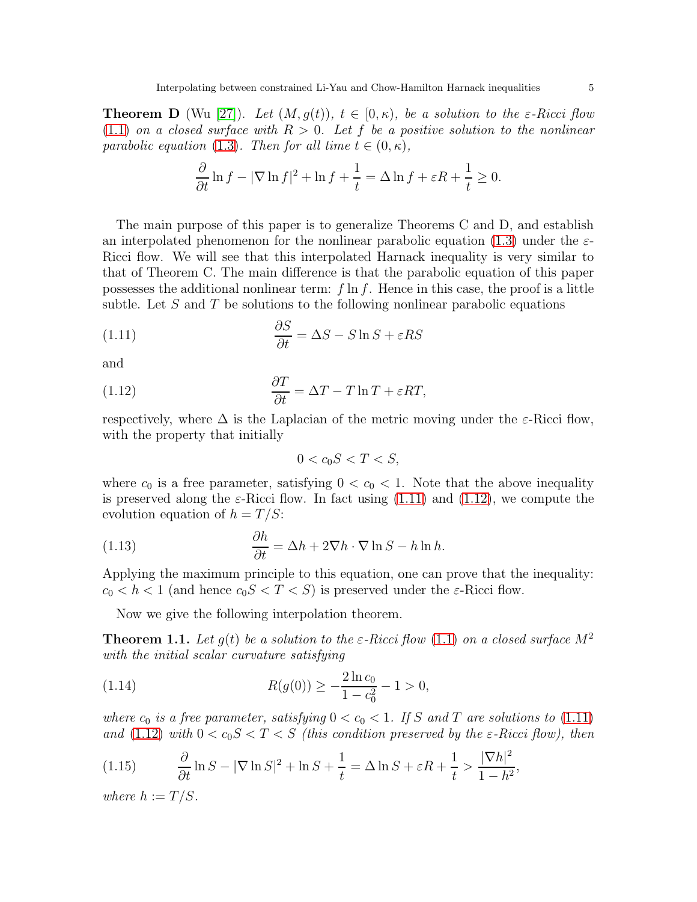**Theorem D** (Wu [27]). *Let $(M, g(t))$, $t \in [0, \kappa)$, be a solution to the $\varepsilon$-Ricci flow (1.1) on a closed surface with $R > 0$. Let $f$ be a positive solution to the nonlinear parabolic equation (1.3). Then for all time $t \in (0, \kappa)$,*

$$\frac{\partial}{\partial t} \ln f - |\nabla \ln f|^2 + \ln f + \frac{1}{t} = \Delta \ln f + \varepsilon R + \frac{1}{t} \geq 0.$$

The main purpose of this paper is to generalize Theorems C and D, and establish an interpolated phenomenon for the nonlinear parabolic equation (1.3) under the $\varepsilon$-Ricci flow. We will see that this interpolated Harnack inequality is very similar to that of Theorem C. The main difference is that the parabolic equation of this paper possesses the additional nonlinear term: $f \ln f$. Hence in this case, the proof is a little subtle. Let $S$ and $T$ be solutions to the following nonlinear parabolic equations

$$\frac{\partial S}{\partial t} = \Delta S - S \ln S + \varepsilon R S \tag{1.11}$$

and

$$\frac{\partial T}{\partial t} = \Delta T - T \ln T + \varepsilon R T, \tag{1.12}$$

respectively, where $\Delta$ is the Laplacian of the metric moving under the $\varepsilon$-Ricci flow, with the property that initially

$$0 < c_0 S < T < S,$$

where $c_0$ is a free parameter, satisfying $0 < c_0 < 1$. Note that the above inequality is preserved along the $\varepsilon$-Ricci flow. In fact using (1.11) and (1.12), we compute the evolution equation of $h = T/S$:

$$\frac{\partial h}{\partial t} = \Delta h + 2 \nabla h \cdot \nabla \ln S - h \ln h. \tag{1.13}$$

Applying the maximum principle to this equation, one can prove that the inequality: $c_0 < h < 1$ (and hence $c_0 S < T < S$) is preserved under the $\varepsilon$-Ricci flow.

Now we give the following interpolation theorem.

**Theorem 1.1.** *Let $g(t)$ be a solution to the $\varepsilon$-Ricci flow (1.1) on a closed surface $M^2$ with the initial scalar curvature satisfying*

$$R(g(0)) \geq -\frac{2 \ln c_0}{1 - c_0^2} - 1 > 0, \tag{1.14}$$

*where $c_0$ is a free parameter, satisfying $0 < c_0 < 1$. If $S$ and $T$ are solutions to (1.11) and (1.12) with $0 < c_0 S < T < S$ (this condition preserved by the $\varepsilon$-Ricci flow), then*

$$\frac{\partial}{\partial t} \ln S - |\nabla \ln S|^2 + \ln S + \frac{1}{t} = \Delta \ln S + \varepsilon R + \frac{1}{t} > \frac{|\nabla h|^2}{1 - h^2}, \tag{1.15}$$

*where $h := T/S$.*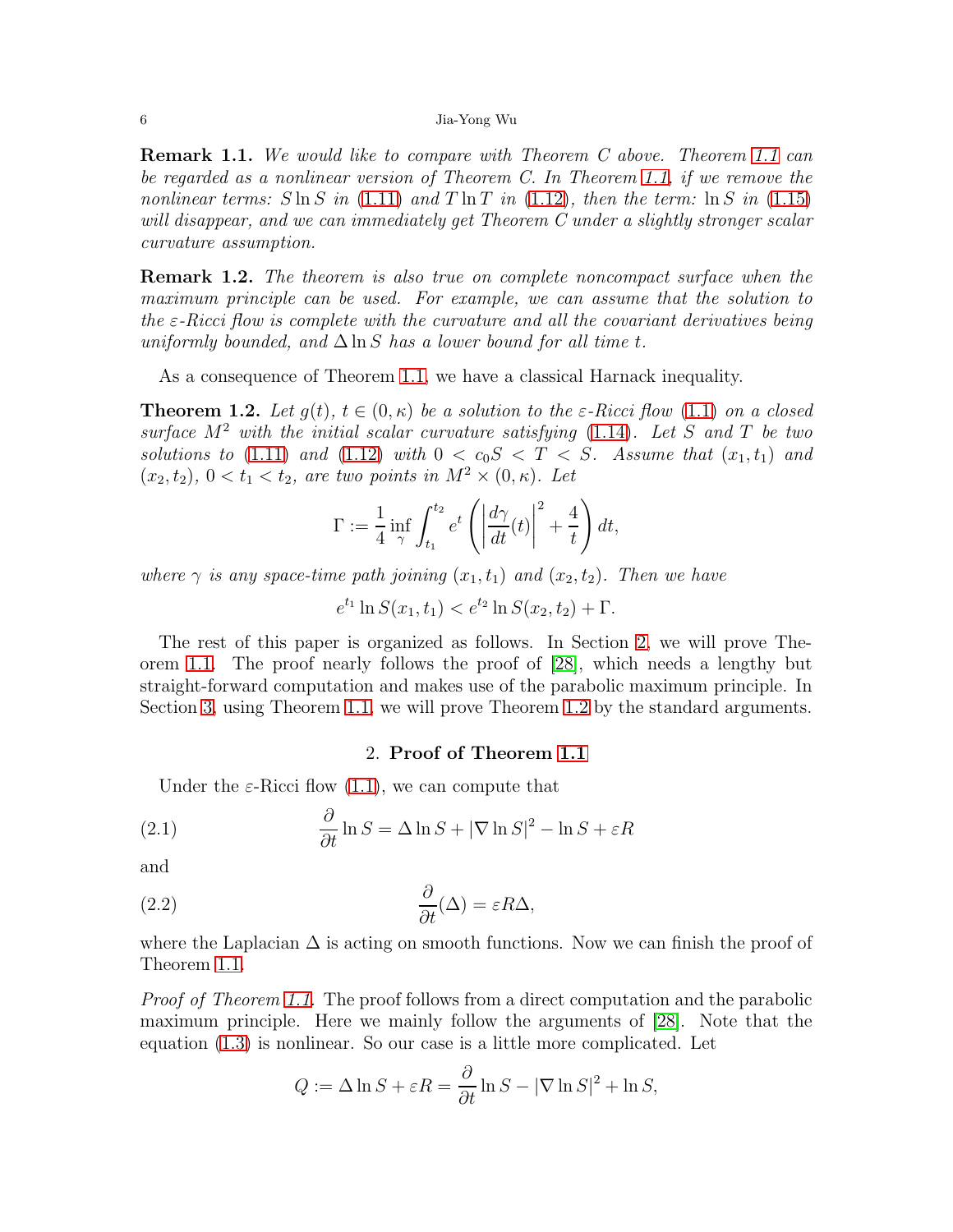**Remark 1.1.** *We would like to compare with Theorem C above. Theorem 1.1 can be regarded as a nonlinear version of Theorem C. In Theorem 1.1, if we remove the nonlinear terms: $S \ln S$ in (1.11) and $T \ln T$ in (1.12), then the term: $\ln S$ in (1.15) will disappear, and we can immediately get Theorem C under a slightly stronger scalar curvature assumption.*

**Remark 1.2.** *The theorem is also true on complete noncompact surface when the maximum principle can be used. For example, we can assume that the solution to the $\varepsilon$-Ricci flow is complete with the curvature and all the covariant derivatives being uniformly bounded, and $\Delta \ln S$ has a lower bound for all time $t$.*

As a consequence of Theorem 1.1, we have a classical Harnack inequality.

**Theorem 1.2.** *Let $g(t)$, $t \in (0, \kappa)$ be a solution to the $\varepsilon$-Ricci flow (1.1) on a closed surface $M^2$ with the initial scalar curvature satisfying (1.14). Let $S$ and $T$ be two solutions to (1.11) and (1.12) with $0 < c_0 S < T < S$. Assume that $(x_1, t_1)$ and $(x_2, t_2)$, $0 < t_1 < t_2$, are two points in $M^2 \times (0, \kappa)$. Let*

$$\Gamma := \frac{1}{4} \inf_{\gamma} \int_{t_1}^{t_2} e^t \left( \left| \frac{d\gamma}{dt}(t) \right|^2 + \frac{4}{t} \right) dt,$$

*where $\gamma$ is any space-time path joining $(x_1, t_1)$ and $(x_2, t_2)$. Then we have*

$$e^{t_1} \ln S(x_1, t_1) < e^{t_2} \ln S(x_2, t_2) + \Gamma.$$

The rest of this paper is organized as follows. In Section 2, we will prove Theorem 1.1. The proof nearly follows the proof of [28], which needs a lengthy but straight-forward computation and makes use of the parabolic maximum principle. In Section 3, using Theorem 1.1, we will prove Theorem 1.2 by the standard arguments.

## 2. Proof of Theorem 1.1

Under the $\varepsilon$-Ricci flow (1.1), we can compute that

$$\frac{\partial}{\partial t} \ln S = \Delta \ln S + |\nabla \ln S|^2 - \ln S + \varepsilon R \tag{2.1}$$

and

$$\frac{\partial}{\partial t}(\Delta) = \varepsilon R \Delta, \tag{2.2}$$

where the Laplacian $\Delta$ is acting on smooth functions. Now we can finish the proof of Theorem 1.1.

*Proof of Theorem 1.1.* The proof follows from a direct computation and the parabolic maximum principle. Here we mainly follow the arguments of [28]. Note that the equation (1.3) is nonlinear. So our case is a little more complicated. Let

$$Q := \Delta \ln S + \varepsilon R = \frac{\partial}{\partial t} \ln S - |\nabla \ln S|^2 + \ln S,$$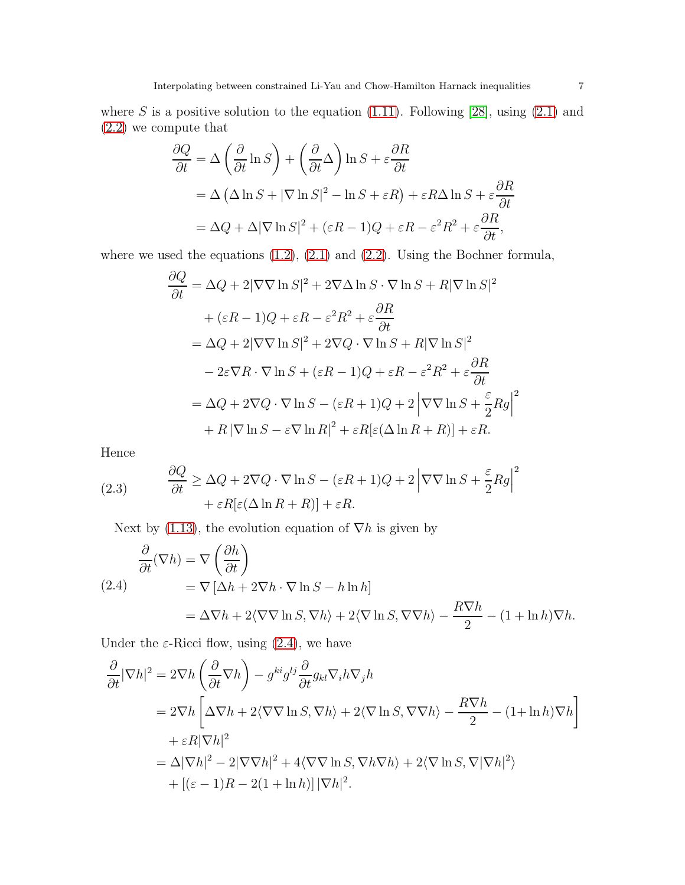where $S$ is a positive solution to the equation (1.11). Following [28], using (2.1) and (2.2) we compute that

$$
\begin{aligned}
\frac{\partial Q}{\partial t} &= \Delta\left(\frac{\partial}{\partial t}\ln S\right) + \left(\frac{\partial}{\partial t}\Delta\right)\ln S + \varepsilon\frac{\partial R}{\partial t} \\
&= \Delta\left(\Delta \ln S + |\nabla \ln S|^2 - \ln S + \varepsilon R\right) + \varepsilon R \Delta \ln S + \varepsilon \frac{\partial R}{\partial t} \\
&= \Delta Q + \Delta|\nabla \ln S|^2 + (\varepsilon R - 1)Q + \varepsilon R - \varepsilon^2 R^2 + \varepsilon\frac{\partial R}{\partial t},
\end{aligned}
$$

where we used the equations (1.2), (2.1) and (2.2). Using the Bochner formula,

$$
\begin{aligned}
\frac{\partial Q}{\partial t} &= \Delta Q + 2|\nabla\nabla \ln S|^2 + 2\nabla\Delta \ln S\cdot\nabla \ln S + R|\nabla \ln S|^2 \\
&\quad + (\varepsilon R - 1)Q + \varepsilon R - \varepsilon^2 R^2 + \varepsilon\frac{\partial R}{\partial t} \\
&= \Delta Q + 2|\nabla\nabla \ln S|^2 + 2\nabla Q\cdot\nabla \ln S + R|\nabla \ln S|^2 \\
&\quad - 2\varepsilon\nabla R\cdot\nabla \ln S + (\varepsilon R - 1)Q + \varepsilon R - \varepsilon^2 R^2 + \varepsilon\frac{\partial R}{\partial t} \\
&= \Delta Q + 2\nabla Q\cdot\nabla \ln S - (\varepsilon R + 1)Q + 2\left|\nabla\nabla \ln S + \frac{\varepsilon}{2}Rg\right|^2 \\
&\quad + R\left|\nabla \ln S - \varepsilon\nabla \ln R\right|^2 + \varepsilon R[\varepsilon(\Delta \ln R + R)] + \varepsilon R.
\end{aligned}
$$

Hence

$$
\begin{aligned}
\frac{\partial Q}{\partial t} &\geq \Delta Q + 2\nabla Q\cdot\nabla \ln S - (\varepsilon R + 1)Q + 2\left|\nabla\nabla \ln S + \frac{\varepsilon}{2}Rg\right|^2 \\
&\quad + \varepsilon R[\varepsilon(\Delta \ln R + R)] + \varepsilon R.
\end{aligned}
\tag{2.3}
$$

Next by (1.13), the evolution equation of $\nabla h$ is given by

$$
\begin{aligned}
\frac{\partial}{\partial t}(\nabla h) &= \nabla\left(\frac{\partial h}{\partial t}\right) \\
&= \nabla\left[\Delta h + 2\nabla h\cdot\nabla \ln S - h\ln h\right] \\
&= \Delta\nabla h + 2\langle\nabla\nabla \ln S, \nabla h\rangle + 2\langle\nabla \ln S, \nabla\nabla h\rangle - \frac{R\nabla h}{2} - (1 + \ln h)\nabla h.
\end{aligned}
\tag{2.4}
$$

Under the $\varepsilon$-Ricci flow, using (2.4), we have

$$
\begin{aligned}
\frac{\partial}{\partial t}|\nabla h|^2 &= 2\nabla h\left(\frac{\partial}{\partial t}\nabla h\right) - g^{ki}g^{lj}\frac{\partial}{\partial t}g_{kl}\nabla_i h\nabla_j h \\
&= 2\nabla h\left[\Delta\nabla h + 2\langle\nabla\nabla \ln S, \nabla h\rangle + 2\langle\nabla \ln S, \nabla\nabla h\rangle - \frac{R\nabla h}{2} - (1+\ln h)\nabla h\right] \\
&\quad + \varepsilon R|\nabla h|^2 \\
&= \Delta|\nabla h|^2 - 2|\nabla\nabla h|^2 + 4\langle\nabla\nabla \ln S, \nabla h\nabla h\rangle + 2\langle\nabla \ln S, \nabla|\nabla h|^2\rangle \\
&\quad + \left[(\varepsilon - 1)R - 2(1 + \ln h)\right]|\nabla h|^2.
\end{aligned}
$$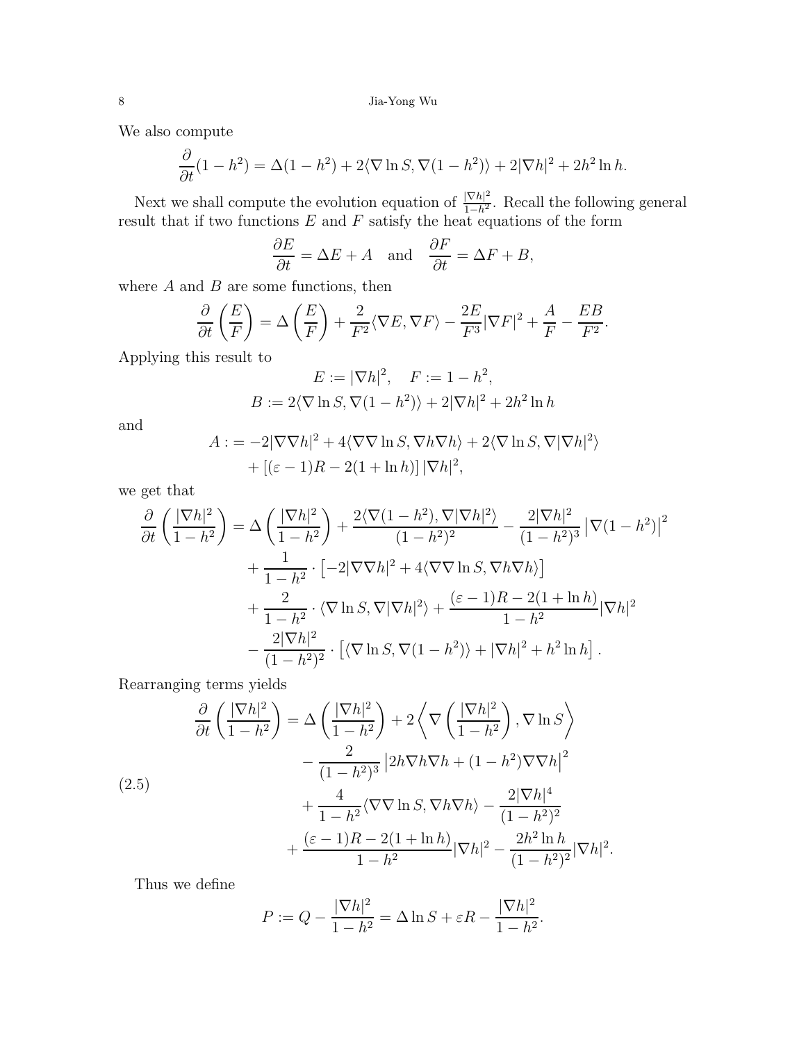We also compute

$$\frac{\partial}{\partial t}(1-h^2) = \Delta(1-h^2) + 2\langle \nabla \ln S, \nabla(1-h^2)\rangle + 2|\nabla h|^2 + 2h^2 \ln h.$$

Next we shall compute the evolution equation of $\frac{|\nabla h|^2}{1-h^2}$. Recall the following general result that if two functions $E$ and $F$ satisfy the heat equations of the form

$$\frac{\partial E}{\partial t} = \Delta E + A \quad \text{and} \quad \frac{\partial F}{\partial t} = \Delta F + B,$$

where $A$ and $B$ are some functions, then

$$\frac{\partial}{\partial t}\left(\frac{E}{F}\right) = \Delta\left(\frac{E}{F}\right) + \frac{2}{F^2}\langle \nabla E, \nabla F\rangle - \frac{2E}{F^3}|\nabla F|^2 + \frac{A}{F} - \frac{EB}{F^2}.$$

Applying this result to

$$E := |\nabla h|^2, \quad F := 1-h^2,$$
$$B := 2\langle \nabla \ln S, \nabla(1-h^2)\rangle + 2|\nabla h|^2 + 2h^2 \ln h$$

and

$$\begin{aligned} A :=& -2|\nabla\nabla h|^2 + 4\langle \nabla\nabla \ln S, \nabla h \nabla h\rangle + 2\langle \nabla \ln S, \nabla |\nabla h|^2\rangle \\ &+ \left[(\varepsilon-1)R - 2(1+\ln h)\right]|\nabla h|^2, \end{aligned}$$

we get that

$$\begin{aligned} \frac{\partial}{\partial t}\left(\frac{|\nabla h|^2}{1-h^2}\right) =& \Delta\left(\frac{|\nabla h|^2}{1-h^2}\right) + \frac{2\langle \nabla(1-h^2), \nabla |\nabla h|^2\rangle}{(1-h^2)^2} - \frac{2|\nabla h|^2}{(1-h^2)^3}\left|\nabla(1-h^2)\right|^2 \\ &+ \frac{1}{1-h^2}\cdot\left[-2|\nabla\nabla h|^2 + 4\langle \nabla\nabla \ln S, \nabla h \nabla h\rangle\right] \\ &+ \frac{2}{1-h^2}\cdot\langle \nabla \ln S, \nabla|\nabla h|^2\rangle + \frac{(\varepsilon-1)R - 2(1+\ln h)}{1-h^2}|\nabla h|^2 \\ &- \frac{2|\nabla h|^2}{(1-h^2)^2}\cdot\left[\langle \nabla \ln S, \nabla(1-h^2)\rangle + |\nabla h|^2 + h^2 \ln h\right]. \end{aligned}$$

Rearranging terms yields

$$\begin{aligned} \frac{\partial}{\partial t}\left(\frac{|\nabla h|^2}{1-h^2}\right) =& \Delta\left(\frac{|\nabla h|^2}{1-h^2}\right) + 2\left\langle \nabla\left(\frac{|\nabla h|^2}{1-h^2}\right), \nabla \ln S\right\rangle \\ &- \frac{2}{(1-h^2)^3}\left|2h\nabla h \nabla h + (1-h^2)\nabla\nabla h\right|^2 \\ &+ \frac{4}{1-h^2}\langle \nabla\nabla \ln S, \nabla h \nabla h\rangle - \frac{2|\nabla h|^4}{(1-h^2)^2} \\ &+ \frac{(\varepsilon-1)R - 2(1+\ln h)}{1-h^2}|\nabla h|^2 - \frac{2h^2 \ln h}{(1-h^2)^2}|\nabla h|^2. \end{aligned} \tag{2.5}$$

Thus we define

$$P := Q - \frac{|\nabla h|^2}{1-h^2} = \Delta \ln S + \varepsilon R - \frac{|\nabla h|^2}{1-h^2}.$$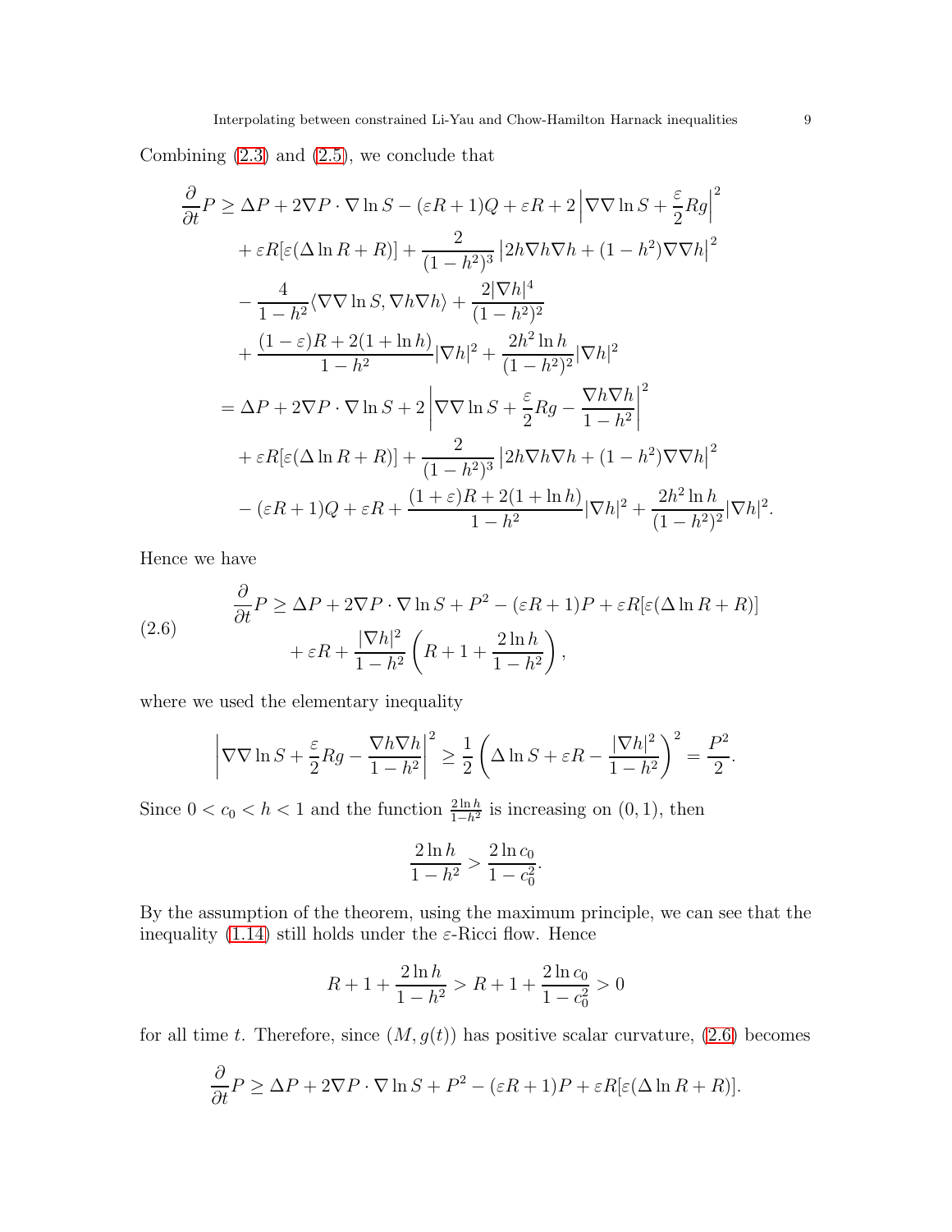Combining (2.3) and (2.5), we conclude that

$$
\begin{aligned}
\frac{\partial}{\partial t}P \geq\ & \Delta P + 2\nabla P\cdot\nabla\ln S - (\varepsilon R+1)Q + \varepsilon R + 2\left|\nabla\nabla\ln S + \frac{\varepsilon}{2}Rg\right|^2 \\
& + \varepsilon R[\varepsilon(\Delta\ln R + R)] + \frac{2}{(1-h^2)^3}\left|2h\nabla h\nabla h + (1-h^2)\nabla\nabla h\right|^2 \\
& - \frac{4}{1-h^2}\langle\nabla\nabla\ln S, \nabla h\nabla h\rangle + \frac{2|\nabla h|^4}{(1-h^2)^2} \\
& + \frac{(1-\varepsilon)R + 2(1+\ln h)}{1-h^2}|\nabla h|^2 + \frac{2h^2\ln h}{(1-h^2)^2}|\nabla h|^2 \\
=\ & \Delta P + 2\nabla P\cdot\nabla\ln S + 2\left|\nabla\nabla\ln S + \frac{\varepsilon}{2}Rg - \frac{\nabla h\nabla h}{1-h^2}\right|^2 \\
& + \varepsilon R[\varepsilon(\Delta\ln R + R)] + \frac{2}{(1-h^2)^3}\left|2h\nabla h\nabla h + (1-h^2)\nabla\nabla h\right|^2 \\
& - (\varepsilon R+1)Q + \varepsilon R + \frac{(1+\varepsilon)R + 2(1+\ln h)}{1-h^2}|\nabla h|^2 + \frac{2h^2\ln h}{(1-h^2)^2}|\nabla h|^2.
\end{aligned}
$$

Hence we have

$$
\begin{aligned}
\frac{\partial}{\partial t}P \geq\ & \Delta P + 2\nabla P\cdot\nabla\ln S + P^2 - (\varepsilon R+1)P + \varepsilon R[\varepsilon(\Delta\ln R + R)] \\
& + \varepsilon R + \frac{|\nabla h|^2}{1-h^2}\left(R + 1 + \frac{2\ln h}{1-h^2}\right),
\end{aligned}
\tag{2.6}
$$

where we used the elementary inequality

$$
\left|\nabla\nabla\ln S + \frac{\varepsilon}{2}Rg - \frac{\nabla h\nabla h}{1-h^2}\right|^2 \geq \frac{1}{2}\left(\Delta\ln S + \varepsilon R - \frac{|\nabla h|^2}{1-h^2}\right)^2 = \frac{P^2}{2}.
$$

Since $0 < c_0 < h < 1$ and the function $\frac{2\ln h}{1-h^2}$ is increasing on $(0,1)$, then

$$
\frac{2\ln h}{1-h^2} > \frac{2\ln c_0}{1-c_0^2}.
$$

By the assumption of the theorem, using the maximum principle, we can see that the inequality (1.14) still holds under the $\varepsilon$-Ricci flow. Hence

$$
R + 1 + \frac{2\ln h}{1-h^2} > R + 1 + \frac{2\ln c_0}{1-c_0^2} > 0
$$

for all time $t$. Therefore, since $(M, g(t))$ has positive scalar curvature, (2.6) becomes

$$
\frac{\partial}{\partial t}P \geq \Delta P + 2\nabla P\cdot\nabla\ln S + P^2 - (\varepsilon R+1)P + \varepsilon R[\varepsilon(\Delta\ln R + R)].
$$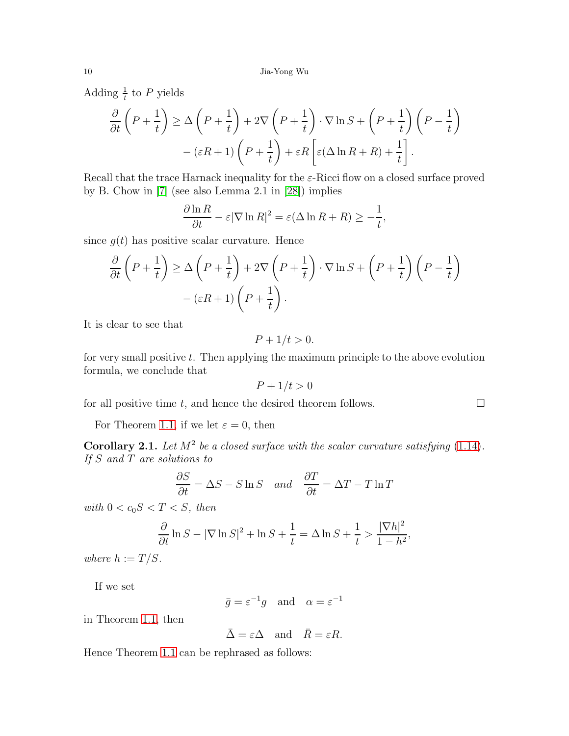Adding $\frac{1}{t}$ to $P$ yields

$$
\begin{aligned}
\frac{\partial}{\partial t}\left(P+\frac{1}{t}\right) \geq\ & \Delta\left(P+\frac{1}{t}\right)+2\nabla\left(P+\frac{1}{t}\right)\cdot\nabla\ln S+\left(P+\frac{1}{t}\right)\left(P-\frac{1}{t}\right)\\
&-(\varepsilon R+1)\left(P+\frac{1}{t}\right)+\varepsilon R\left[\varepsilon(\Delta\ln R+R)+\frac{1}{t}\right].
\end{aligned}
$$

Recall that the trace Harnack inequality for the $\varepsilon$-Ricci flow on a closed surface proved by B. Chow in [7] (see also Lemma 2.1 in [28]) implies

$$
\frac{\partial \ln R}{\partial t}-\varepsilon|\nabla\ln R|^2=\varepsilon(\Delta\ln R+R)\geq-\frac{1}{t},
$$

since $g(t)$ has positive scalar curvature. Hence

$$
\begin{aligned}
\frac{\partial}{\partial t}\left(P+\frac{1}{t}\right) \geq\ & \Delta\left(P+\frac{1}{t}\right)+2\nabla\left(P+\frac{1}{t}\right)\cdot\nabla\ln S+\left(P+\frac{1}{t}\right)\left(P-\frac{1}{t}\right)\\
&-(\varepsilon R+1)\left(P+\frac{1}{t}\right).
\end{aligned}
$$

It is clear to see that

$$
P+1/t>0.
$$

for very small positive $t$. Then applying the maximum principle to the above evolution formula, we conclude that

$$
P+1/t>0
$$

for all positive time $t$, and hence the desired theorem follows. $\square$

For Theorem 1.1, if we let $\varepsilon=0$, then

**Corollary 2.1.** *Let $M^2$ be a closed surface with the scalar curvature satisfying (1.14). If $S$ and $T$ are solutions to*

$$
\frac{\partial S}{\partial t}=\Delta S-S\ln S \quad \textit{and} \quad \frac{\partial T}{\partial t}=\Delta T-T\ln T
$$

*with $0<c_0S<T<S$, then*

$$
\frac{\partial}{\partial t}\ln S-|\nabla\ln S|^2+\ln S+\frac{1}{t}=\Delta\ln S+\frac{1}{t}>\frac{|\nabla h|^2}{1-h^2},
$$

*where $h:=T/S$.*

If we set

$$
\bar{g}=\varepsilon^{-1}g \quad \text{and} \quad \alpha=\varepsilon^{-1}
$$

in Theorem 1.1, then

$$
\bar{\Delta}=\varepsilon\Delta \quad \text{and} \quad \bar{R}=\varepsilon R.
$$

Hence Theorem 1.1 can be rephrased as follows: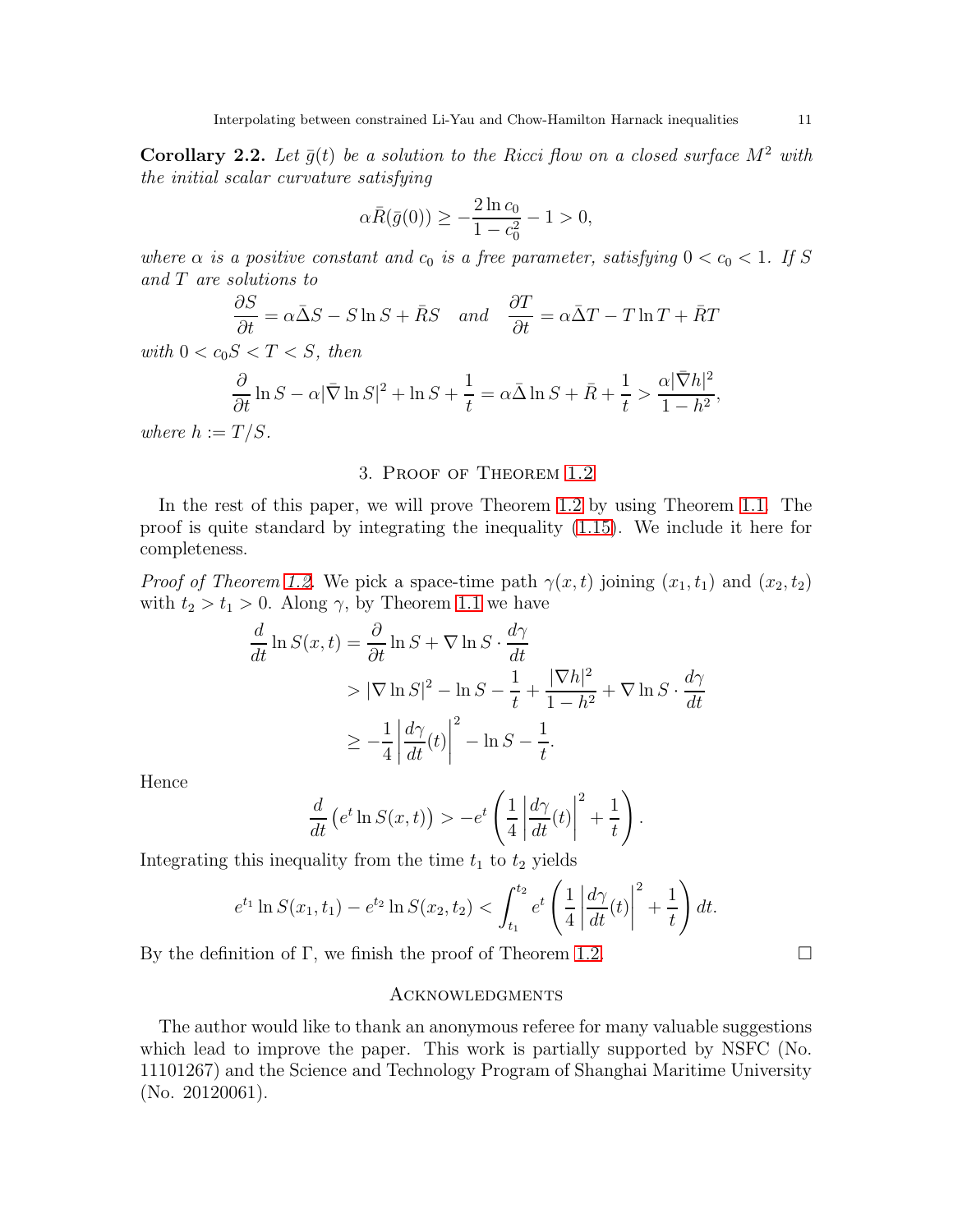**Corollary 2.2.** *Let $\bar{g}(t)$ be a solution to the Ricci flow on a closed surface $M^2$ with the initial scalar curvature satisfying*

$$\alpha \bar{R}(\bar{g}(0)) \geq -\frac{2\ln c_0}{1-c_0^2} - 1 > 0,$$

*where $\alpha$ is a positive constant and $c_0$ is a free parameter, satisfying $0 < c_0 < 1$. If $S$ and $T$ are solutions to*

$$\frac{\partial S}{\partial t} = \alpha \bar{\Delta} S - S \ln S + \bar{R} S \quad \text{and} \quad \frac{\partial T}{\partial t} = \alpha \bar{\Delta} T - T \ln T + \bar{R} T$$

*with $0 < c_0 S < T < S$, then*

$$\frac{\partial}{\partial t} \ln S - \alpha |\bar{\nabla} \ln S|^2 + \ln S + \frac{1}{t} = \alpha \bar{\Delta} \ln S + \bar{R} + \frac{1}{t} > \frac{\alpha |\bar{\nabla} h|^2}{1-h^2},$$

*where $h := T/S$.*

## 3. Proof of Theorem 1.2

In the rest of this paper, we will prove Theorem 1.2 by using Theorem 1.1. The proof is quite standard by integrating the inequality (1.15). We include it here for completeness.

*Proof of Theorem 1.2.* We pick a space-time path $\gamma(x,t)$ joining $(x_1, t_1)$ and $(x_2, t_2)$ with $t_2 > t_1 > 0$. Along $\gamma$, by Theorem 1.1 we have

$$\begin{aligned}
\frac{d}{dt} \ln S(x,t) &= \frac{\partial}{\partial t} \ln S + \nabla \ln S \cdot \frac{d\gamma}{dt} \\
&> |\nabla \ln S|^2 - \ln S - \frac{1}{t} + \frac{|\nabla h|^2}{1-h^2} + \nabla \ln S \cdot \frac{d\gamma}{dt} \\
&\geq -\frac{1}{4} \left| \frac{d\gamma}{dt}(t) \right|^2 - \ln S - \frac{1}{t}.
\end{aligned}$$

Hence

$$\frac{d}{dt} \left( e^t \ln S(x,t) \right) > -e^t \left( \frac{1}{4} \left| \frac{d\gamma}{dt}(t) \right|^2 + \frac{1}{t} \right).$$

Integrating this inequality from the time $t_1$ to $t_2$ yields

$$e^{t_1} \ln S(x_1, t_1) - e^{t_2} \ln S(x_2, t_2) < \int_{t_1}^{t_2} e^t \left( \frac{1}{4} \left| \frac{d\gamma}{dt}(t) \right|^2 + \frac{1}{t} \right) dt.$$

By the definition of $\Gamma$, we finish the proof of Theorem 1.2. $\square$

## Acknowledgments

The author would like to thank an anonymous referee for many valuable suggestions which lead to improve the paper. This work is partially supported by NSFC (No. 11101267) and the Science and Technology Program of Shanghai Maritime University (No. 20120061).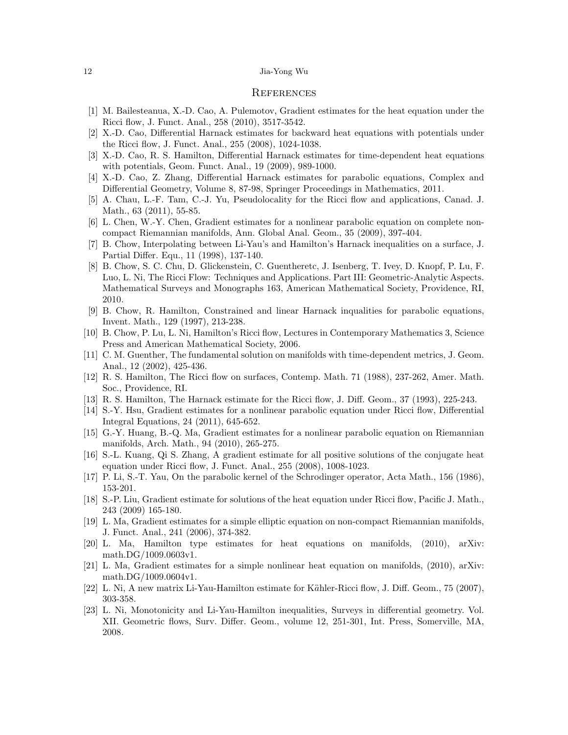## References

[1] M. Bailesteanua, X.-D. Cao, A. Pulemotov, Gradient estimates for the heat equation under the Ricci flow, J. Funct. Anal., 258 (2010), 3517-3542.

[2] X.-D. Cao, Differential Harnack estimates for backward heat equations with potentials under the Ricci flow, J. Funct. Anal., 255 (2008), 1024-1038.

[3] X.-D. Cao, R. S. Hamilton, Differential Harnack estimates for time-dependent heat equations with potentials, Geom. Funct. Anal., 19 (2009), 989-1000.

[4] X.-D. Cao, Z. Zhang, Differential Harnack estimates for parabolic equations, Complex and Differential Geometry, Volume 8, 87-98, Springer Proceedings in Mathematics, 2011.

[5] A. Chau, L.-F. Tam, C.-J. Yu, Pseudolocality for the Ricci flow and applications, Canad. J. Math., 63 (2011), 55-85.

[6] L. Chen, W.-Y. Chen, Gradient estimates for a nonlinear parabolic equation on complete non-compact Riemannian manifolds, Ann. Global Anal. Geom., 35 (2009), 397-404.

[7] B. Chow, Interpolating between Li-Yau's and Hamilton's Harnack inequalities on a surface, J. Partial Differ. Equ., 11 (1998), 137-140.

[8] B. Chow, S. C. Chu, D. Glickenstein, C. Guentheretc, J. Isenberg, T. Ivey, D. Knopf, P. Lu, F. Luo, L. Ni, The Ricci Flow: Techniques and Applications. Part III: Geometric-Analytic Aspects. Mathematical Surveys and Monographs 163, American Mathematical Society, Providence, RI, 2010.

[9] B. Chow, R. Hamilton, Constrained and linear Harnack inqualities for parabolic equations, Invent. Math., 129 (1997), 213-238.

[10] B. Chow, P. Lu, L. Ni, Hamilton's Ricci flow, Lectures in Contemporary Mathematics 3, Science Press and American Mathematical Society, 2006.

[11] C. M. Guenther, The fundamental solution on manifolds with time-dependent metrics, J. Geom. Anal., 12 (2002), 425-436.

[12] R. S. Hamilton, The Ricci flow on surfaces, Contemp. Math. 71 (1988), 237-262, Amer. Math. Soc., Providence, RI.

[13] R. S. Hamilton, The Harnack estimate for the Ricci flow, J. Diff. Geom., 37 (1993), 225-243.

[14] S.-Y. Hsu, Gradient estimates for a nonlinear parabolic equation under Ricci flow, Differential Integral Equations, 24 (2011), 645-652.

[15] G.-Y. Huang, B.-Q. Ma, Gradient estimates for a nonlinear parabolic equation on Riemannian manifolds, Arch. Math., 94 (2010), 265-275.

[16] S.-L. Kuang, Qi S. Zhang, A gradient estimate for all positive solutions of the conjugate heat equation under Ricci flow, J. Funct. Anal., 255 (2008), 1008-1023.

[17] P. Li, S.-T. Yau, On the parabolic kernel of the Schrodinger operator, Acta Math., 156 (1986), 153-201.

[18] S.-P. Liu, Gradient estimate for solutions of the heat equation under Ricci flow, Pacific J. Math., 243 (2009) 165-180.

[19] L. Ma, Gradient estimates for a simple elliptic equation on non-compact Riemannian manifolds, J. Funct. Anal., 241 (2006), 374-382.

[20] L. Ma, Hamilton type estimates for heat equations on manifolds, (2010), arXiv: math.DG/1009.0603v1.

[21] L. Ma, Gradient estimates for a simple nonlinear heat equation on manifolds, (2010), arXiv: math.DG/1009.0604v1.

[22] L. Ni, A new matrix Li-Yau-Hamilton estimate for Kähler-Ricci flow, J. Diff. Geom., 75 (2007), 303-358.

[23] L. Ni, Monotonicity and Li-Yau-Hamilton inequalities, Surveys in differential geometry. Vol. XII. Geometric flows, Surv. Differ. Geom., volume 12, 251-301, Int. Press, Somerville, MA, 2008.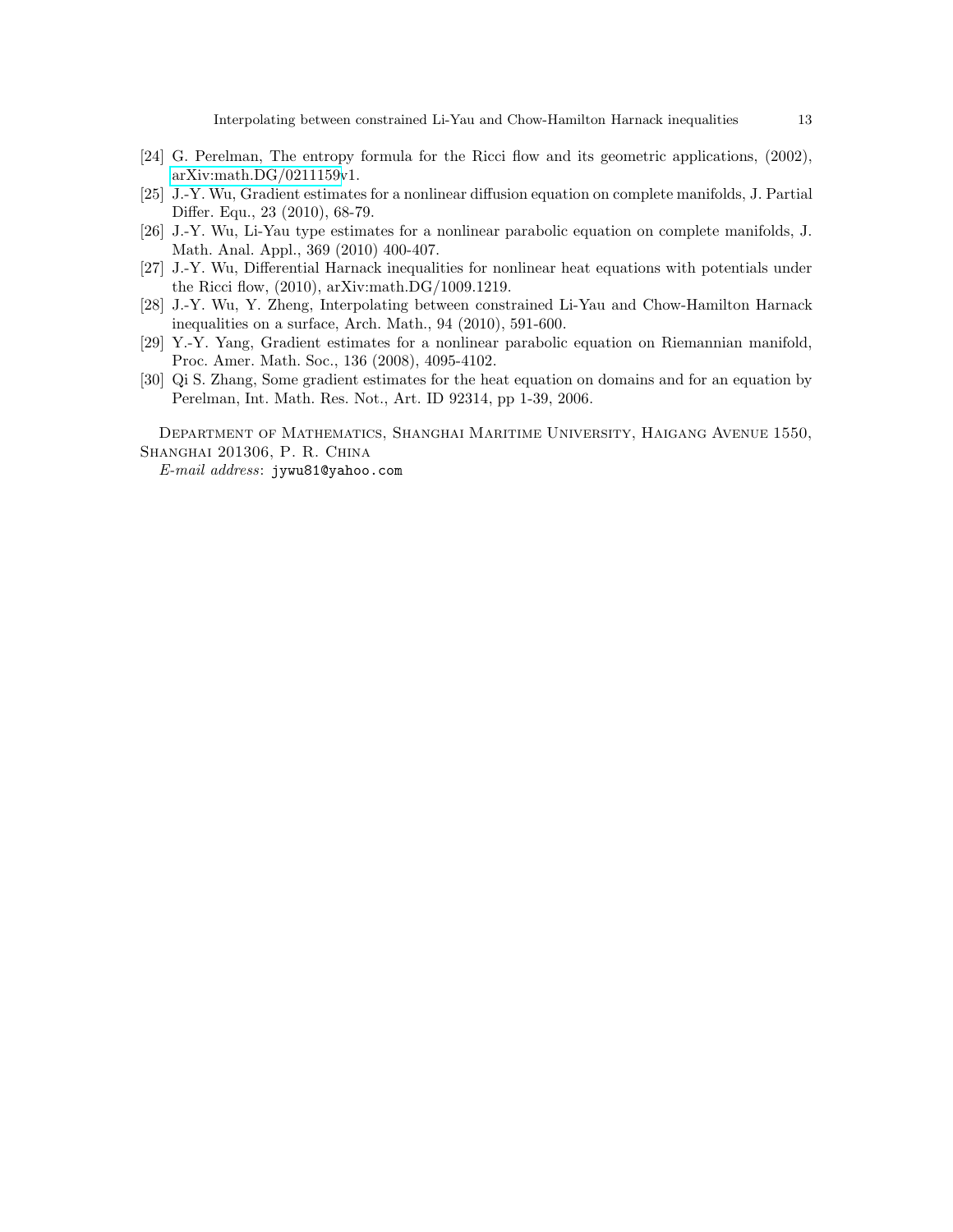[24] G. Perelman, The entropy formula for the Ricci flow and its geometric applications, (2002), arXiv:math.DG/0211159v1.

[25] J.-Y. Wu, Gradient estimates for a nonlinear diffusion equation on complete manifolds, J. Partial Differ. Equ., 23 (2010), 68-79.

[26] J.-Y. Wu, Li-Yau type estimates for a nonlinear parabolic equation on complete manifolds, J. Math. Anal. Appl., 369 (2010) 400-407.

[27] J.-Y. Wu, Differential Harnack inequalities for nonlinear heat equations with potentials under the Ricci flow, (2010), arXiv:math.DG/1009.1219.

[28] J.-Y. Wu, Y. Zheng, Interpolating between constrained Li-Yau and Chow-Hamilton Harnack inequalities on a surface, Arch. Math., 94 (2010), 591-600.

[29] Y.-Y. Yang, Gradient estimates for a nonlinear parabolic equation on Riemannian manifold, Proc. Amer. Math. Soc., 136 (2008), 4095-4102.

[30] Qi S. Zhang, Some gradient estimates for the heat equation on domains and for an equation by Perelman, Int. Math. Res. Not., Art. ID 92314, pp 1-39, 2006.

Department of Mathematics, Shanghai Maritime University, Haigang Avenue 1550, Shanghai 201306, P. R. China

*E-mail address*: jywu81@yahoo.com